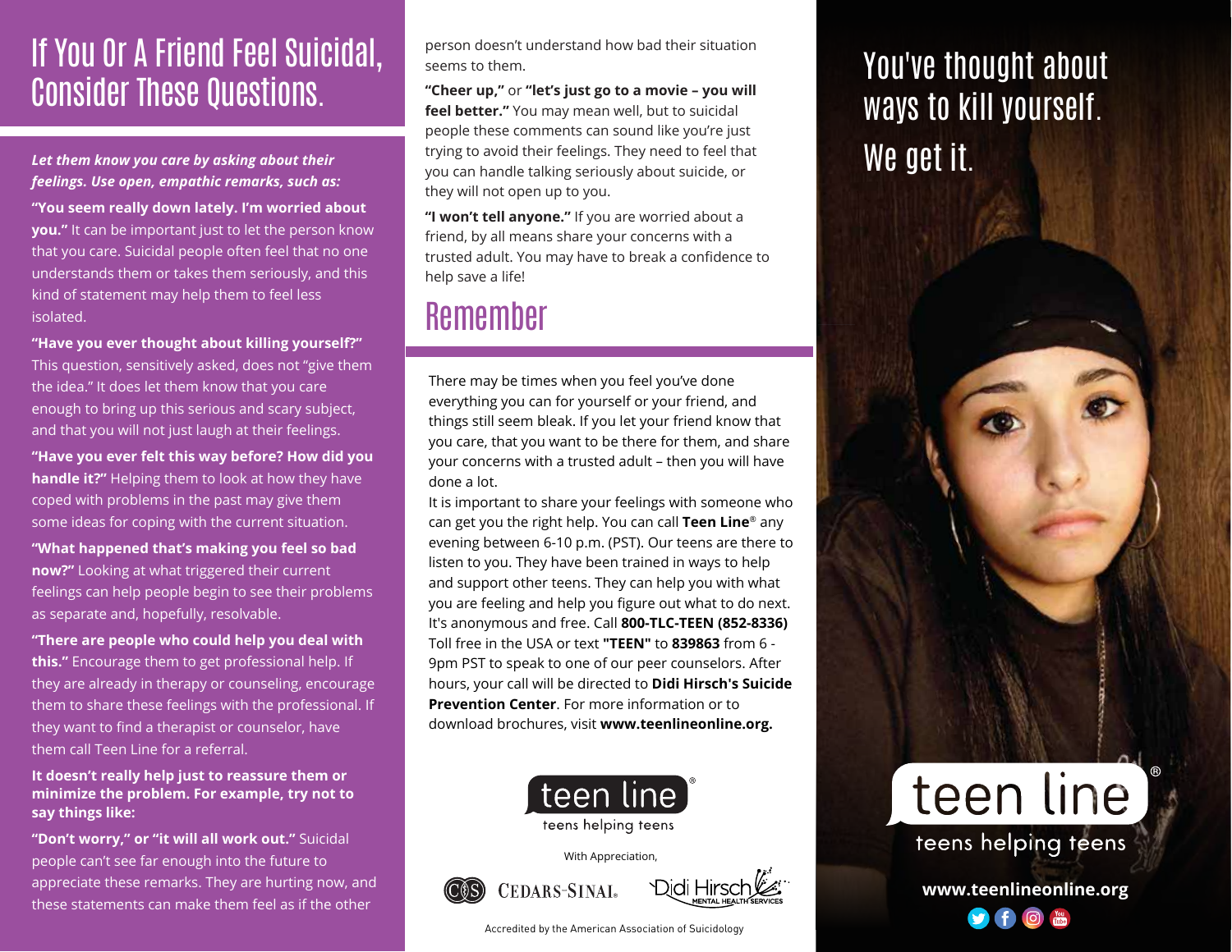# If You Or A Friend Feel Suicidal, Consider These Questions.

***Let them know you care by asking about their feelings. Use open, empathic remarks, such as:***

**"You seem really down lately. I'm worried about you."** It can be important just to let the person know that you care. Suicidal people often feel that no one understands them or takes them seriously, and this kind of statement may help them to feel less isolated.

**"Have you ever thought about killing yourself?"** This question, sensitively asked, does not "give them the idea." It does let them know that you care enough to bring up this serious and scary subject, and that you will not just laugh at their feelings.

**"Have you ever felt this way before? How did you handle it?"** Helping them to look at how they have coped with problems in the past may give them some ideas for coping with the current situation.

**"What happened that's making you feel so bad now?"** Looking at what triggered their current feelings can help people begin to see their problems as separate and, hopefully, resolvable.

**"There are people who could help you deal with this."** Encourage them to get professional help. If they are already in therapy or counseling, encourage them to share these feelings with the professional. If they want to find a therapist or counselor, have them call Teen Line for a referral.

**It doesn't really help just to reassure them or minimize the problem. For example, try not to say things like:**

**"Don't worry," or "it will all work out."** Suicidal people can't see far enough into the future to appreciate these remarks. They are hurting now, and these statements can make them feel as if the other person doesn't understand how bad their situation seems to them.

**"Cheer up,"** or **"let's just go to a movie – you will feel better."** You may mean well, but to suicidal people these comments can sound like you're just trying to avoid their feelings. They need to feel that you can handle talking seriously about suicide, or they will not open up to you.

**"I won't tell anyone."** If you are worried about a friend, by all means share your concerns with a trusted adult. You may have to break a confidence to help save a life!

## Remember

There may be times when you feel you've done everything you can for yourself or your friend, and things still seem bleak. If you let your friend know that you care, that you want to be there for them, and share your concerns with a trusted adult – then you will have done a lot.

It is important to share your feelings with someone who can get you the right help. You can call **Teen Line**® any evening between 6-10 p.m. (PST). Our teens are there to listen to you. They have been trained in ways to help and support other teens. They can help you with what you are feeling and help you figure out what to do next. It's anonymous and free. Call **800-TLC-TEEN (852-8336)** Toll free in the USA or text **"TEEN"** to **839863** from 6 - 9pm PST to speak to one of our peer counselors. After hours, your call will be directed to **Didi Hirsch's Suicide Prevention Center**. For more information or to download brochures, visit **www.teenlineonline.org.**

teen line®
teens helping teens

With Appreciation,

CEDARS-SINAI®    Didi Hirsch MENTAL HEALTH SERVICES

Accredited by the American Association of Suicidology

# You've thought about ways to kill yourself. We get it.

teen line®
teens helping teens

**www.teenlineonline.org**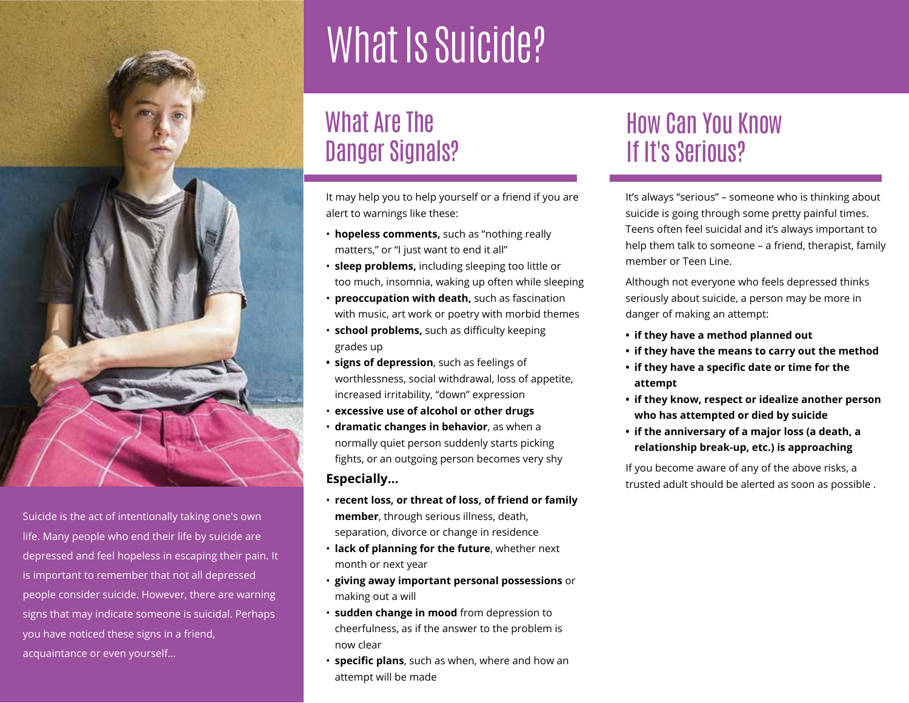# What Is Suicide?

Suicide is the act of intentionally taking one's own life. Many people who end their life by suicide are depressed and feel hopeless in escaping their pain. It is important to remember that not all depressed people consider suicide. However, there are warning signs that may indicate someone is suicidal. Perhaps you have noticed these signs in a friend, acquaintance or even yourself...

## What Are The Danger Signals?

It may help you to help yourself or a friend if you are alert to warnings like these:

- **hopeless comments,** such as "nothing really matters," or "I just want to end it all"
- **sleep problems,** including sleeping too little or too much, insomnia, waking up often while sleeping
- **preoccupation with death,** such as fascination with music, art work or poetry with morbid themes
- **school problems,** such as difficulty keeping grades up
- **signs of depression**, such as feelings of worthlessness, social withdrawal, loss of appetite, increased irritability, "down" expression
- **excessive use of alcohol or other drugs**
- **dramatic changes in behavior**, as when a normally quiet person suddenly starts picking fights, or an outgoing person becomes very shy

**Especially...**

- **recent loss, or threat of loss, of friend or family member**, through serious illness, death, separation, divorce or change in residence
- **lack of planning for the future**, whether next month or next year
- **giving away important personal possessions** or making out a will
- **sudden change in mood** from depression to cheerfulness, as if the answer to the problem is now clear
- **specific plans**, such as when, where and how an attempt will be made

## How Can You Know If It's Serious?

It's always "serious" – someone who is thinking about suicide is going through some pretty painful times. Teens often feel suicidal and it's always important to help them talk to someone – a friend, therapist, family member or Teen Line.

Although not everyone who feels depressed thinks seriously about suicide, a person may be more in danger of making an attempt:

- **if they have a method planned out**
- **if they have the means to carry out the method**
- **if they have a specific date or time for the attempt**
- **if they know, respect or idealize another person who has attempted or died by suicide**
- **if the anniversary of a major loss (a death, a relationship break-up, etc.) is approaching**

If you become aware of any of the above risks, a trusted adult should be alerted as soon as possible .